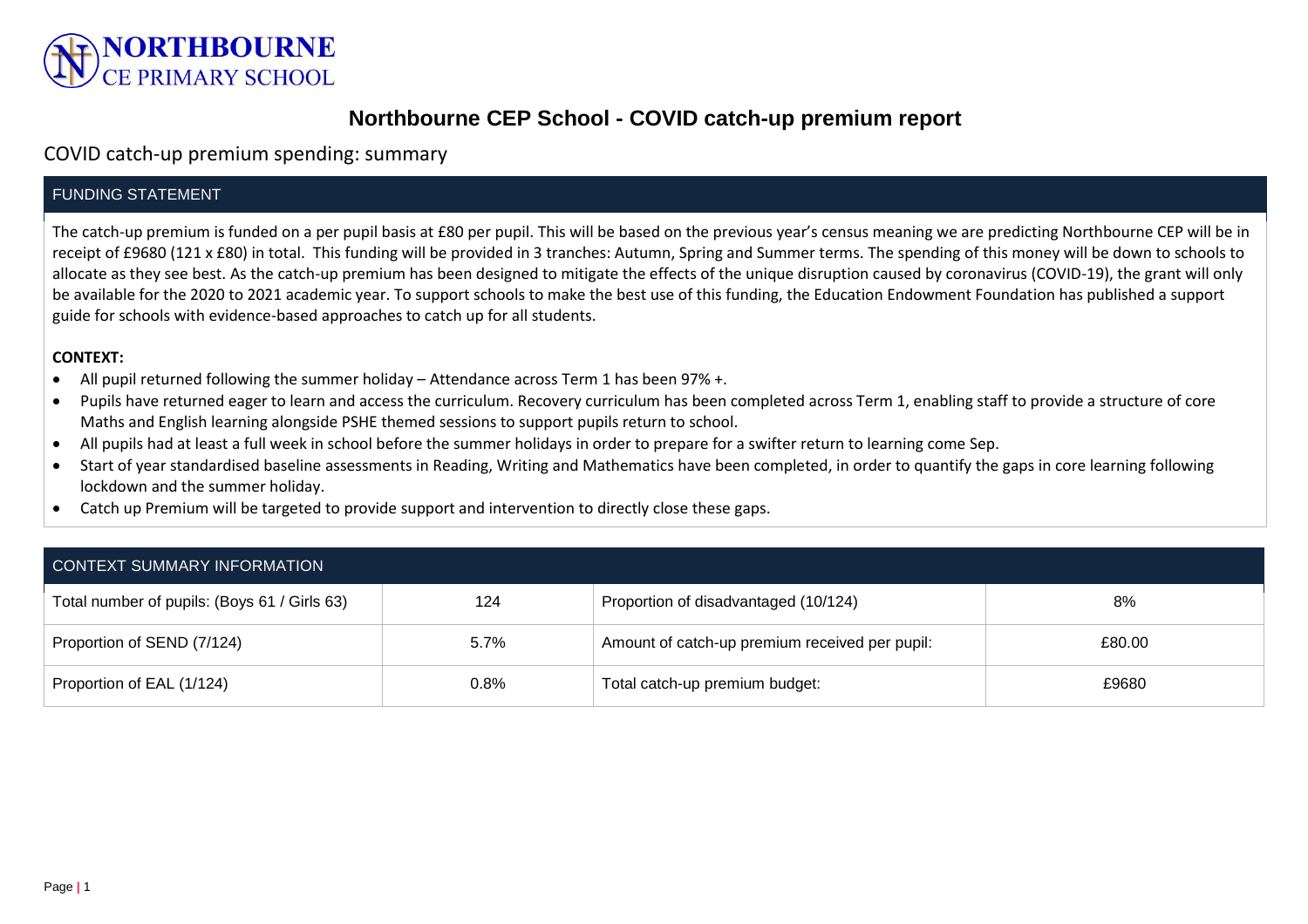**NORTHBOURNE**
CE PRIMARY SCHOOL

# Northbourne CEP School - COVID catch-up premium report

## COVID catch-up premium spending: summary

| FUNDING STATEMENT |
| --- |
| The catch-up premium is funded on a per pupil basis at £80 per pupil. This will be based on the previous year's census meaning we are predicting Northbourne CEP will be in receipt of £9680 (121 x £80) in total. This funding will be provided in 3 tranches: Autumn, Spring and Summer terms. The spending of this money will be down to schools to allocate as they see best. As the catch-up premium has been designed to mitigate the effects of the unique disruption caused by coronavirus (COVID-19), the grant will only be available for the 2020 to 2021 academic year. To support schools to make the best use of this funding, the Education Endowment Foundation has published a support guide for schools with evidence-based approaches to catch up for all students.<br><br>**CONTEXT:**<br>• All pupil returned following the summer holiday – Attendance across Term 1 has been 97% +.<br>• Pupils have returned eager to learn and access the curriculum. Recovery curriculum has been completed across Term 1, enabling staff to provide a structure of core Maths and English learning alongside PSHE themed sessions to support pupils return to school.<br>• All pupils had at least a full week in school before the summer holidays in order to prepare for a swifter return to learning come Sep.<br>• Start of year standardised baseline assessments in Reading, Writing and Mathematics have been completed, in order to quantify the gaps in core learning following lockdown and the summer holiday.<br>• Catch up Premium will be targeted to provide support and intervention to directly close these gaps. |

| CONTEXT SUMMARY INFORMATION | | | |
| --- | --- | --- | --- |
| Total number of pupils: (Boys 61 / Girls 63) | 124 | Proportion of disadvantaged (10/124) | 8% |
| Proportion of SEND (7/124) | 5.7% | Amount of catch-up premium received per pupil: | £80.00 |
| Proportion of EAL (1/124) | 0.8% | Total catch-up premium budget: | £9680 |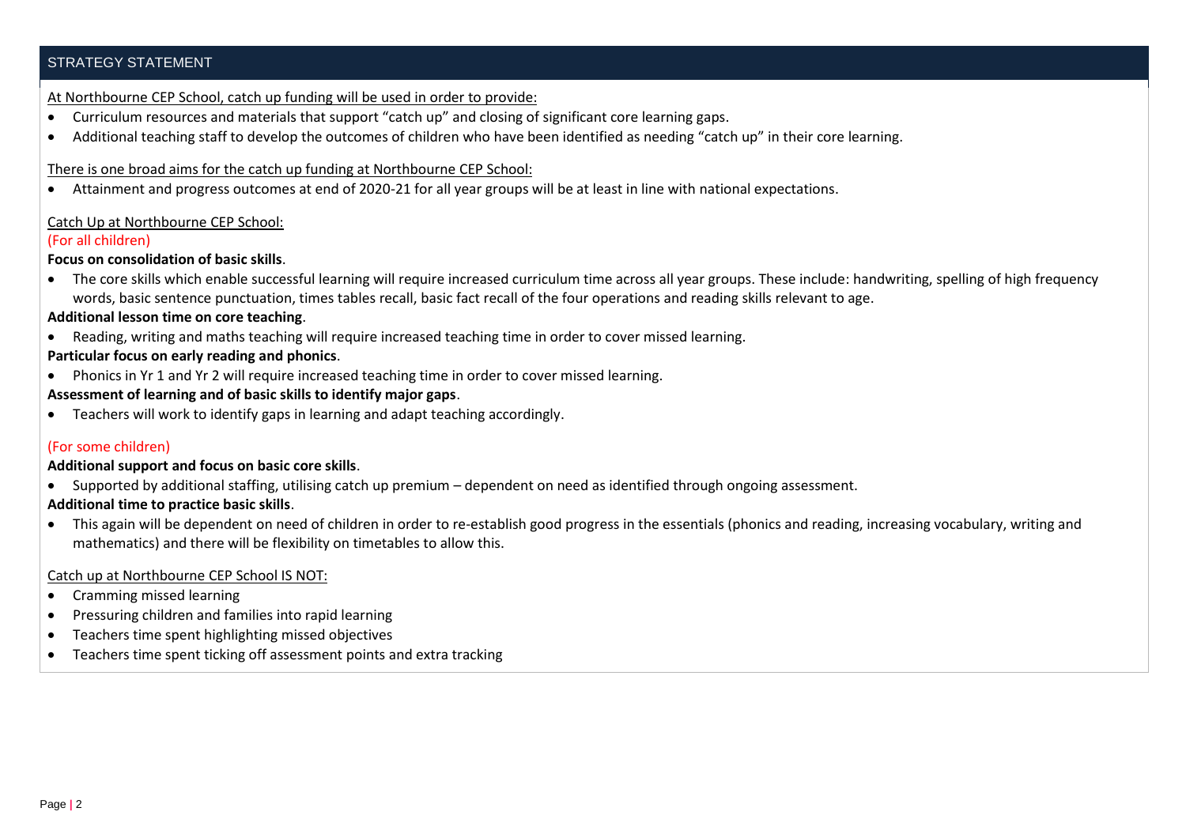## STRATEGY STATEMENT

At Northbourne CEP School, catch up funding will be used in order to provide:

- Curriculum resources and materials that support "catch up" and closing of significant core learning gaps.
- Additional teaching staff to develop the outcomes of children who have been identified as needing "catch up" in their core learning.

There is one broad aims for the catch up funding at Northbourne CEP School:

- Attainment and progress outcomes at end of 2020-21 for all year groups will be at least in line with national expectations.

Catch Up at Northbourne CEP School:

(For all children)

**Focus on consolidation of basic skills**.

- The core skills which enable successful learning will require increased curriculum time across all year groups. These include: handwriting, spelling of high frequency words, basic sentence punctuation, times tables recall, basic fact recall of the four operations and reading skills relevant to age.

**Additional lesson time on core teaching**.

- Reading, writing and maths teaching will require increased teaching time in order to cover missed learning.

**Particular focus on early reading and phonics**.

- Phonics in Yr 1 and Yr 2 will require increased teaching time in order to cover missed learning.

**Assessment of learning and of basic skills to identify major gaps**.

- Teachers will work to identify gaps in learning and adapt teaching accordingly.

(For some children)

**Additional support and focus on basic core skills**.

- Supported by additional staffing, utilising catch up premium – dependent on need as identified through ongoing assessment.

**Additional time to practice basic skills**.

- This again will be dependent on need of children in order to re-establish good progress in the essentials (phonics and reading, increasing vocabulary, writing and mathematics) and there will be flexibility on timetables to allow this.

Catch up at Northbourne CEP School IS NOT:

- Cramming missed learning
- Pressuring children and families into rapid learning
- Teachers time spent highlighting missed objectives
- Teachers time spent ticking off assessment points and extra tracking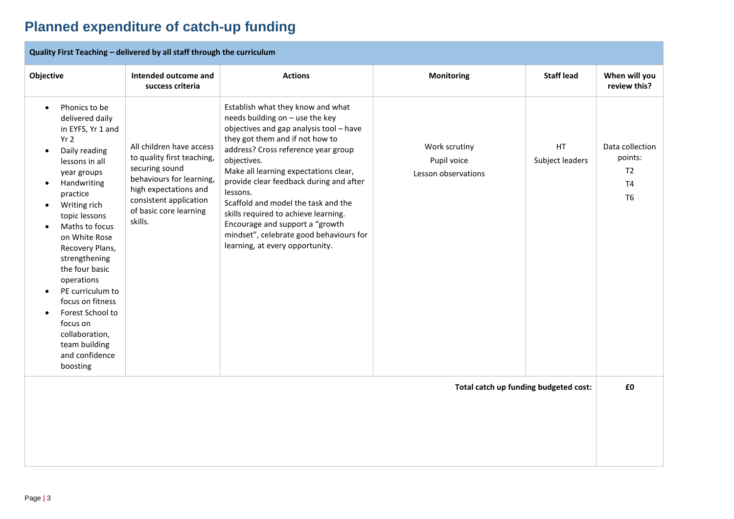# Planned expenditure of catch-up funding

| Quality First Teaching – delivered by all staff through the curriculum | | | | | |
|---|---|---|---|---|---|
| **Objective** | **Intended outcome and success criteria** | **Actions** | **Monitoring** | **Staff lead** | **When will you review this?** |
| • Phonics to be delivered daily in EYFS, Yr 1 and Yr 2<br>• Daily reading lessons in all year groups<br>• Handwriting practice<br>• Writing rich topic lessons<br>• Maths to focus on White Rose Recovery Plans, strengthening the four basic operations<br>• PE curriculum to focus on fitness<br>• Forest School to focus on collaboration, team building and confidence boosting | All children have access to quality first teaching, securing sound behaviours for learning, high expectations and consistent application of basic core learning skills. | Establish what they know and what needs building on – use the key objectives and gap analysis tool – have they got them and if not how to address? Cross reference year group objectives.<br>Make all learning expectations clear, provide clear feedback during and after lessons.<br>Scaffold and model the task and the skills required to achieve learning.<br>Encourage and support a "growth mindset", celebrate good behaviours for learning, at every opportunity. | Work scrutiny<br>Pupil voice<br>Lesson observations | HT<br>Subject leaders | Data collection points:<br>T2<br>T4<br>T6 |
| | | | | **Total catch up funding budgeted cost:** | **£0** |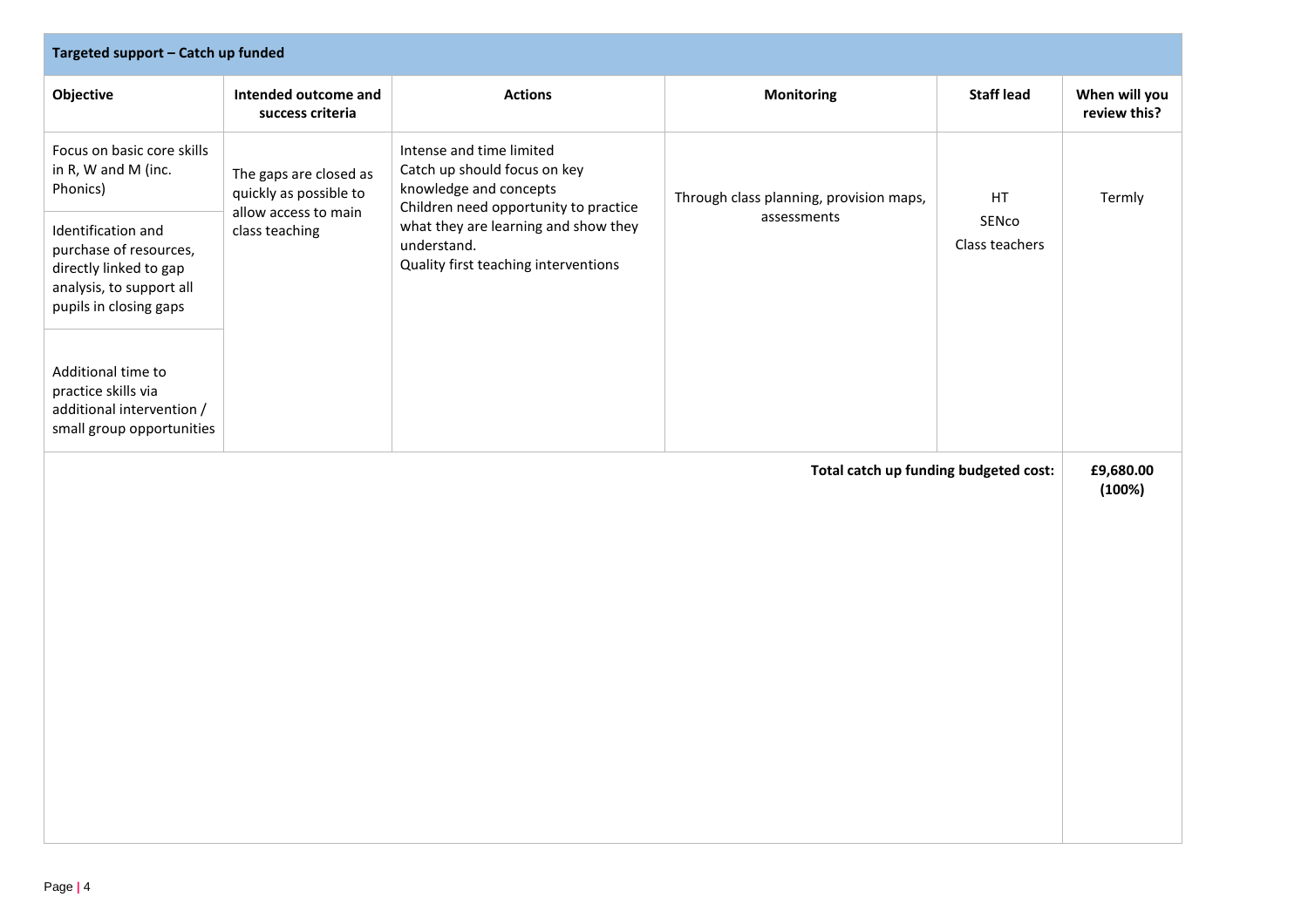| Targeted support – Catch up funded | | | | | |
|---|---|---|---|---|---|
| **Objective** | **Intended outcome and success criteria** | **Actions** | **Monitoring** | **Staff lead** | **When will you review this?** |
| Focus on basic core skills in R, W and M (inc. Phonics) | The gaps are closed as quickly as possible to allow access to main class teaching | Intense and time limited<br>Catch up should focus on key knowledge and concepts<br>Children need opportunity to practice what they are learning and show they understand.<br>Quality first teaching interventions | Through class planning, provision maps, assessments | HT<br>SENco<br>Class teachers | Termly |
| Identification and purchase of resources, directly linked to gap analysis, to support all pupils in closing gaps | | | | | |
| Additional time to practice skills via additional intervention / small group opportunities | | | | | |
| | | | | **Total catch up funding budgeted cost:** | **£9,680.00 (100%)** |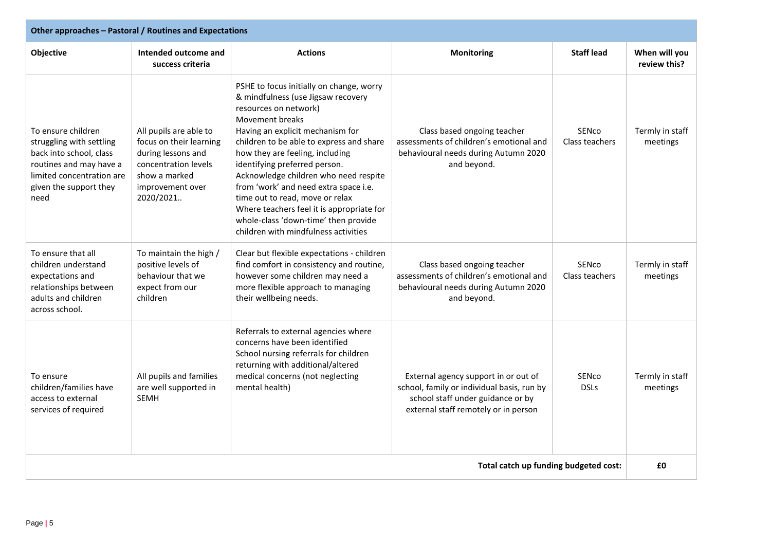| Other approaches – Pastoral / Routines and Expectations | | | | | |
|---|---|---|---|---|---|
| **Objective** | **Intended outcome and success criteria** | **Actions** | **Monitoring** | **Staff lead** | **When will you review this?** |
| To ensure children struggling with settling back into school, class routines and may have a limited concentration are given the support they need | All pupils are able to focus on their learning during lessons and concentration levels show a marked improvement over 2020/2021.. | PSHE to focus initially on change, worry & mindfulness (use Jigsaw recovery resources on network)<br>Movement breaks<br>Having an explicit mechanism for children to be able to express and share how they are feeling, including identifying preferred person.<br>Acknowledge children who need respite from 'work' and need extra space i.e. time out to read, move or relax<br>Where teachers feel it is appropriate for whole-class 'down-time' then provide children with mindfulness activities | Class based ongoing teacher assessments of children's emotional and behavioural needs during Autumn 2020 and beyond. | SENco<br>Class teachers | Termly in staff meetings |
| To ensure that all children understand expectations and relationships between adults and children across school. | To maintain the high / positive levels of behaviour that we expect from our children | Clear but flexible expectations - children find comfort in consistency and routine, however some children may need a more flexible approach to managing their wellbeing needs. | Class based ongoing teacher assessments of children's emotional and behavioural needs during Autumn 2020 and beyond. | SENco<br>Class teachers | Termly in staff meetings |
| To ensure children/families have access to external services of required | All pupils and families are well supported in SEMH | Referrals to external agencies where concerns have been identified<br>School nursing referrals for children returning with additional/altered medical concerns (not neglecting mental health) | External agency support in or out of school, family or individual basis, run by school staff under guidance or by external staff remotely or in person | SENco<br>DSLs | Termly in staff meetings |
| | | | | **Total catch up funding budgeted cost:** | **£0** |